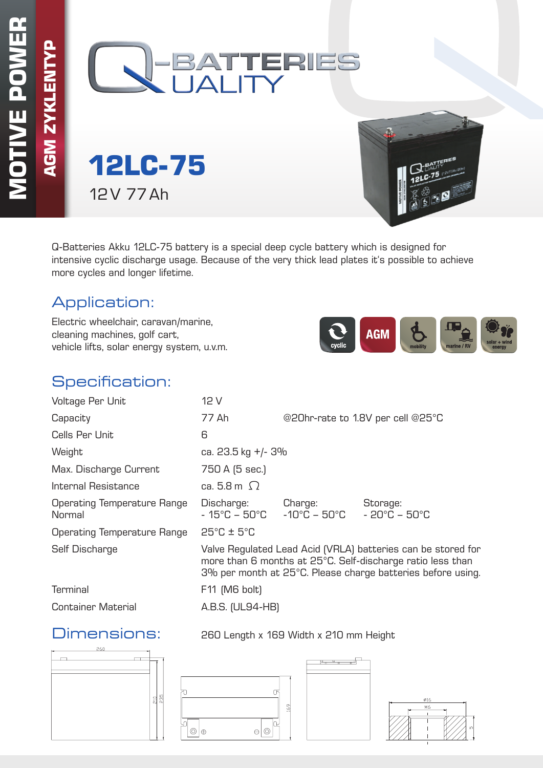MOTIVE POWER

AGM ZYKLENTYP

Q-BATTERIES UALITY

# 12LC-75

12 V 77 Ah

Q-Batteries Akku 12LC-75 battery is a special deep cycle battery which is designed for intensive cyclic discharge usage. Because of the very thick lead plates it's possible to achieve more cycles and longer lifetime.

## Application:

Electric wheelchair, caravan/marine,
cleaning machines, golf cart,
vehicle lifts, solar energy system, u.v.m.

cyclic | AGM | mobility | marine / RV | solar + wind energy

## Specification:

| | | | |
|---|---|---|---|
| Voltage Per Unit | 12 V | | |
| Capacity | 77 Ah | @20hr-rate to 1.8V per cell @25°C | |
| Cells Per Unit | 6 | | |
| Weight | ca. 23.5 kg +/- 3% | | |
| Max. Discharge Current | 750 A (5 sec.) | | |
| Internal Resistance | ca. 5.8 m Ω | | |
| Operating Temperature Range Normal | Discharge: - 15°C – 50°C | Charge: -10°C – 50°C | Storage: - 20°C – 50°C |
| Operating Temperature Range | 25°C ± 5°C | | |
| Self Discharge | Valve Regulated Lead Acid (VRLA) batteries can be stored for more than 6 months at 25°C. Self-discharge ratio less than 3% per month at 25°C. Please charge batteries before using. | | |
| Terminal | F11 (M6 bolt) | | |
| Container Material | A.B.S. (UL94-HB) | | |

## Dimensions:

260 Length x 169 Width x 210 mm Height

260 | 210 | 235 | 169 | Ø16 | M6 | 5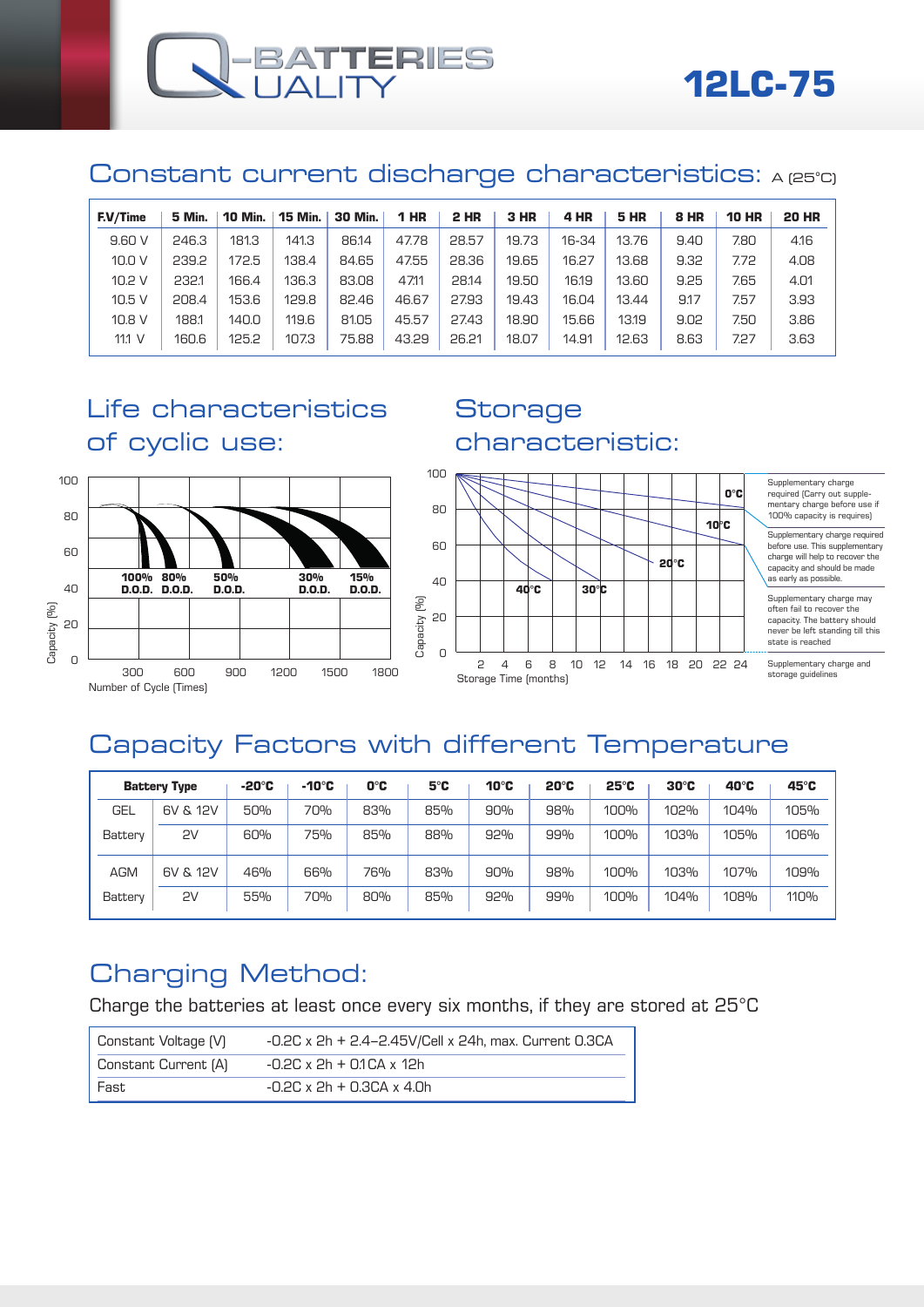# 12LC-75

## Constant current discharge characteristics: A (25°C)

| F.V/Time | 5 Min. | 10 Min. | 15 Min. | 30 Min. | 1 HR | 2 HR | 3 HR | 4 HR | 5 HR | 8 HR | 10 HR | 20 HR |
|---|---|---|---|---|---|---|---|---|---|---|---|---|
| 9.60 V | 246.3 | 181.3 | 141.3 | 86.14 | 47.78 | 28.57 | 19.73 | 16-34 | 13.76 | 9.40 | 7.80 | 4.16 |
| 10.0 V | 239.2 | 172.5 | 138.4 | 84.65 | 47.55 | 28.36 | 19.65 | 16.27 | 13.68 | 9.32 | 7.72 | 4.08 |
| 10.2 V | 232.1 | 166.4 | 136.3 | 83.08 | 47.11 | 28.14 | 19.50 | 16.19 | 13.60 | 9.25 | 7.65 | 4.01 |
| 10.5 V | 208.4 | 153.6 | 129.8 | 82.46 | 46.67 | 27.93 | 19.43 | 16.04 | 13.44 | 9.17 | 7.57 | 3.93 |
| 10.8 V | 188.1 | 140.0 | 119.6 | 81.05 | 45.57 | 27.43 | 18.90 | 15.66 | 13.19 | 9.02 | 7.50 | 3.86 |
| 11.1 V | 160.6 | 125.2 | 107.3 | 75.88 | 43.29 | 26.21 | 18.07 | 14.91 | 12.63 | 8.63 | 7.27 | 3.63 |

## Life characteristics of cyclic use:

Capacity (%)
100
80
60
40
20
0
100% D.O.D.
80% D.O.D.
50% D.O.D.
30% D.O.D.
15% D.O.D.
300 600 900 1200 1500 1800
Number of Cycle (Times)

## Storage characteristic:

Capacity (%)
100
80
60
40
20
0
0°C
10°C
20°C
30°C
40°C
2 4 6 8 10 12 14 16 18 20 22 24
Storage Time (months)

Supplementary charge required (Carry out supplementary charge before use if 100% capacity is requires)

Supplementary charge required before use. This supplementary charge will help to recover the capacity and should be made as early as possible.

Supplementary charge may often fail to recover the capacity. The battery should never be left standing till this state is reached

Supplementary charge and storage guidelines

## Capacity Factors with different Temperature

| Battery Type | | -20°C | -10°C | 0°C | 5°C | 10°C | 20°C | 25°C | 30°C | 40°C | 45°C |
|---|---|---|---|---|---|---|---|---|---|---|---|
| GEL | 6V & 12V | 50% | 70% | 83% | 85% | 90% | 98% | 100% | 102% | 104% | 105% |
| Battery | 2V | 60% | 75% | 85% | 88% | 92% | 99% | 100% | 103% | 105% | 106% |
| AGM | 6V & 12V | 46% | 66% | 76% | 83% | 90% | 98% | 100% | 103% | 107% | 109% |
| Battery | 2V | 55% | 70% | 80% | 85% | 92% | 99% | 100% | 104% | 108% | 110% |

## Charging Method:

Charge the batteries at least once every six months, if they are stored at 25°C

| | |
|---|---|
| Constant Voltage (V) | -0.2C x 2h + 2.4–2.45V/Cell x 24h, max. Current 0.3CA |
| Constant Current (A) | -0.2C x 2h + 0.1CA x 12h |
| Fast | -0.2C x 2h + 0.3CA x 4.0h |